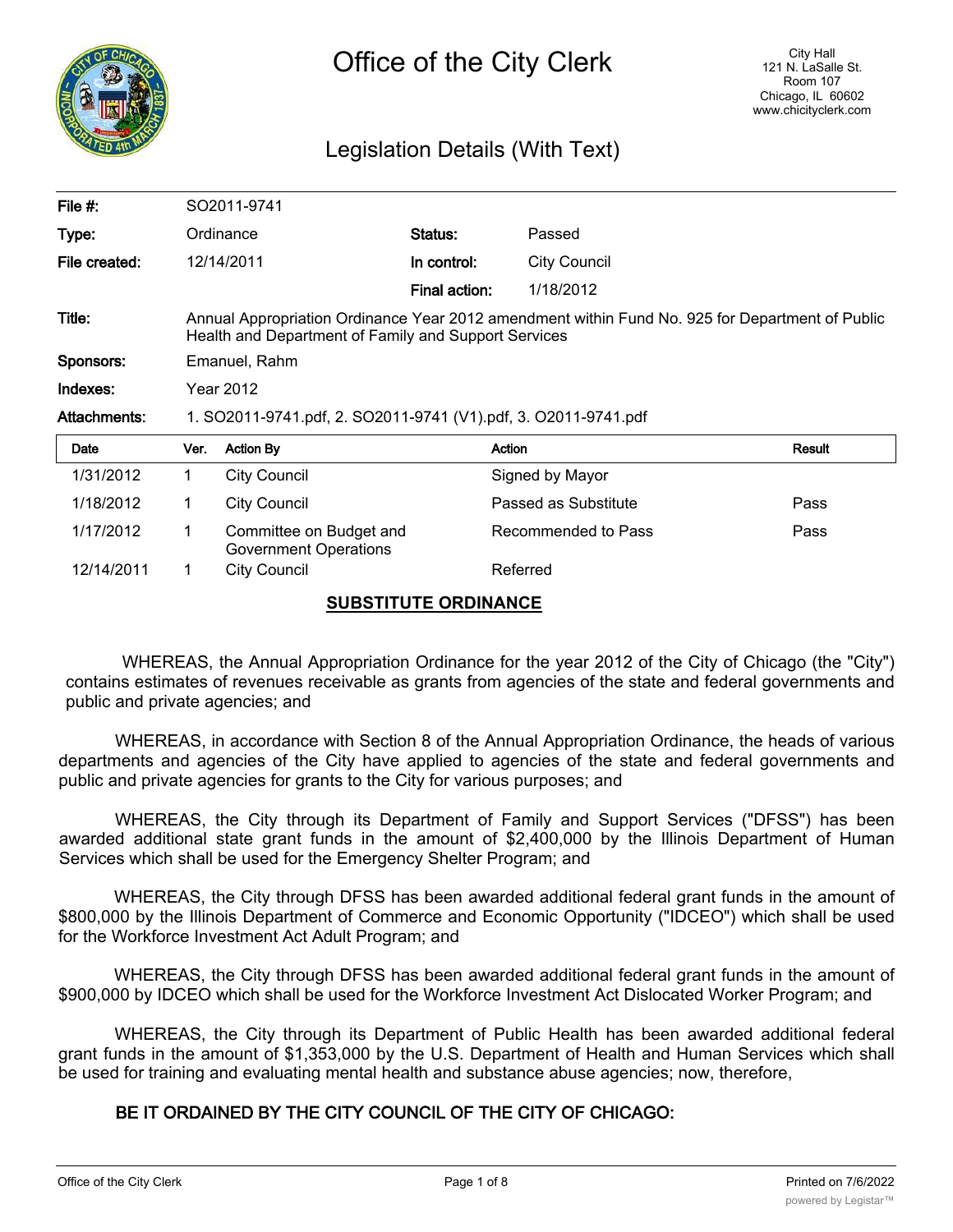# Office of the City Clerk

City Hall
121 N. LaSalle St.
Room 107
Chicago, IL 60602
www.chicityclerk.com

## Legislation Details (With Text)

| | | | |
|---|---|---|---|
| **File #:** | SO2011-9741 | | |
| **Type:** | Ordinance | **Status:** | Passed |
| **File created:** | 12/14/2011 | **In control:** | City Council |
| | | **Final action:** | 1/18/2012 |
| **Title:** | Annual Appropriation Ordinance Year 2012 amendment within Fund No. 925 for Department of Public Health and Department of Family and Support Services | | |
| **Sponsors:** | Emanuel, Rahm | | |
| **Indexes:** | Year 2012 | | |
| **Attachments:** | 1. SO2011-9741.pdf, 2. SO2011-9741 (V1).pdf, 3. O2011-9741.pdf | | |

| Date | Ver. | Action By | Action | Result |
|---|---|---|---|---|
| 1/31/2012 | 1 | City Council | Signed by Mayor | |
| 1/18/2012 | 1 | City Council | Passed as Substitute | Pass |
| 1/17/2012 | 1 | Committee on Budget and Government Operations | Recommended to Pass | Pass |
| 12/14/2011 | 1 | City Council | Referred | |

**SUBSTITUTE ORDINANCE**

WHEREAS, the Annual Appropriation Ordinance for the year 2012 of the City of Chicago (the "City") contains estimates of revenues receivable as grants from agencies of the state and federal governments and public and private agencies; and

WHEREAS, in accordance with Section 8 of the Annual Appropriation Ordinance, the heads of various departments and agencies of the City have applied to agencies of the state and federal governments and public and private agencies for grants to the City for various purposes; and

WHEREAS, the City through its Department of Family and Support Services ("DFSS") has been awarded additional state grant funds in the amount of $2,400,000 by the Illinois Department of Human Services which shall be used for the Emergency Shelter Program; and

WHEREAS, the City through DFSS has been awarded additional federal grant funds in the amount of $800,000 by the Illinois Department of Commerce and Economic Opportunity ("IDCEO") which shall be used for the Workforce Investment Act Adult Program; and

WHEREAS, the City through DFSS has been awarded additional federal grant funds in the amount of $900,000 by IDCEO which shall be used for the Workforce Investment Act Dislocated Worker Program; and

WHEREAS, the City through its Department of Public Health has been awarded additional federal grant funds in the amount of $1,353,000 by the U.S. Department of Health and Human Services which shall be used for training and evaluating mental health and substance abuse agencies; now, therefore,

**BE IT ORDAINED BY THE CITY COUNCIL OF THE CITY OF CHICAGO:**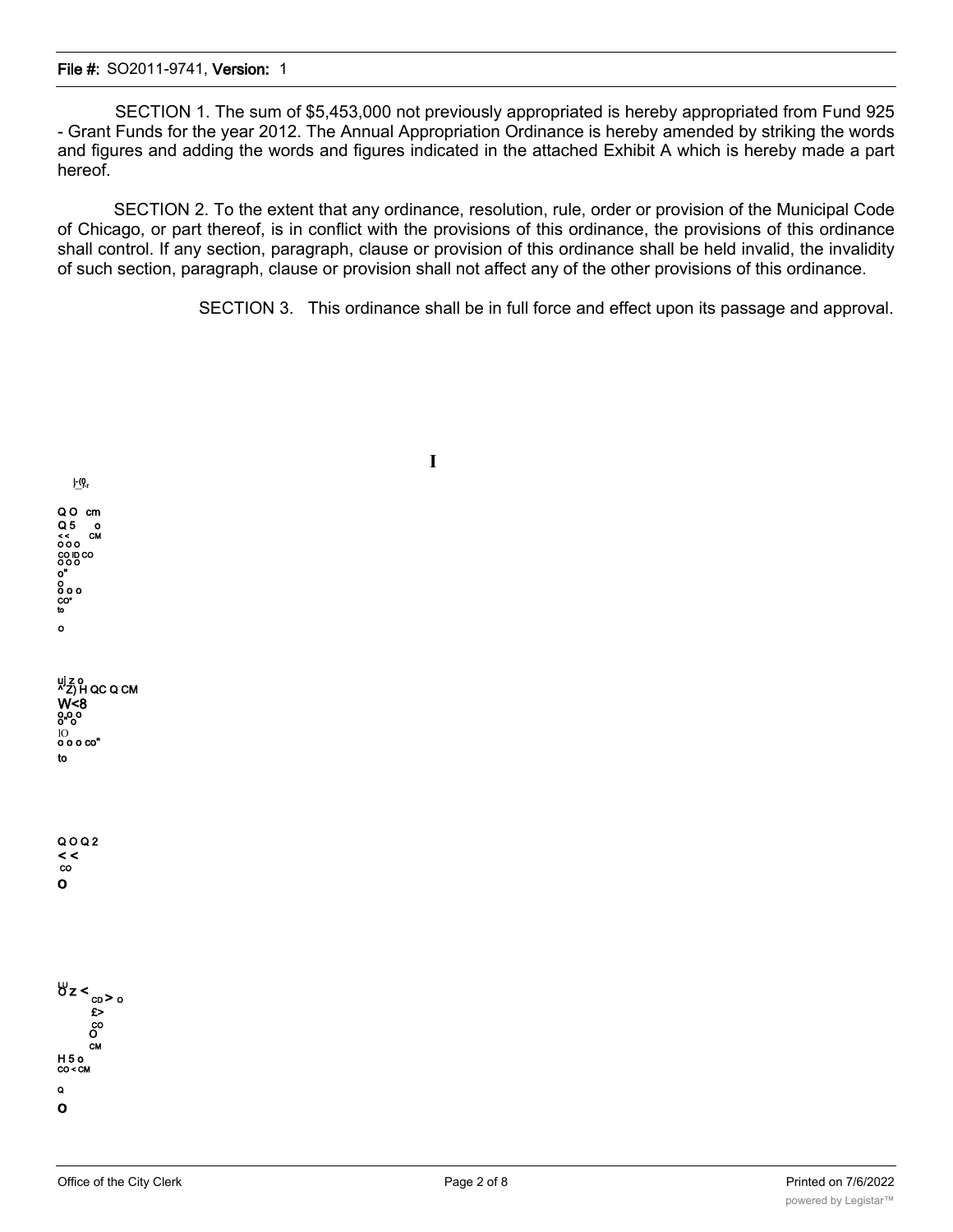SECTION 1. The sum of $5,453,000 not previously appropriated is hereby appropriated from Fund 925 - Grant Funds for the year 2012. The Annual Appropriation Ordinance is hereby amended by striking the words and figures and adding the words and figures indicated in the attached Exhibit A which is hereby made a part hereof.

SECTION 2. To the extent that any ordinance, resolution, rule, order or provision of the Municipal Code of Chicago, or part thereof, is in conflict with the provisions of this ordinance, the provisions of this ordinance shall control. If any section, paragraph, clause or provision of this ordinance shall be held invalid, the invalidity of such section, paragraph, clause or provision shall not affect any of the other provisions of this ordinance.

SECTION 3. This ordinance shall be in full force and effect upon its passage and approval.

I

|-(0

Q O cm
Q 5 o
< < CM
o o o
CO ID CO
o o o
o"
o
o o o
CO"
to

o

uj z o
^Z) H QC Q CM
W<8
o o o
o" o
IO
o o o co"
to

Q O Q 2
< <
CO
O

LU
O z < CD > o
£>
CO
O
CM
H 5 o
CO < CM

Q
O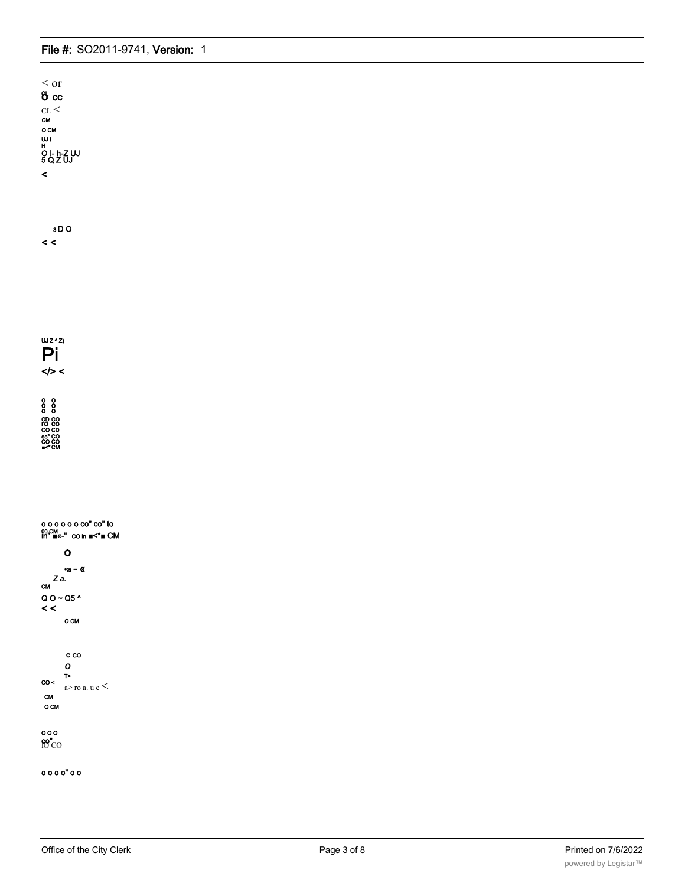< or
o cc
CL <
CM
O CM
UJ I
H
O I- h-Z UJ
5 Q Z UJ

<

3 D O
< <

UJ Z ^ Z)
Pi
</> <

o o
o o
o o
CD CO
ro CO
CO CD
oo" CO
CO CO
■<* CM

o o o o o o co" co" to
00 CM
in" ■«-" co in ■<*■ CM

O

•a - «
Z a.
CM
Q O ~ Q5 ^
< <
O CM

c co
O
T>
CO <
a> ro a. u c <
CM
O CM

o o o
co"
lO CO

o o o o" o o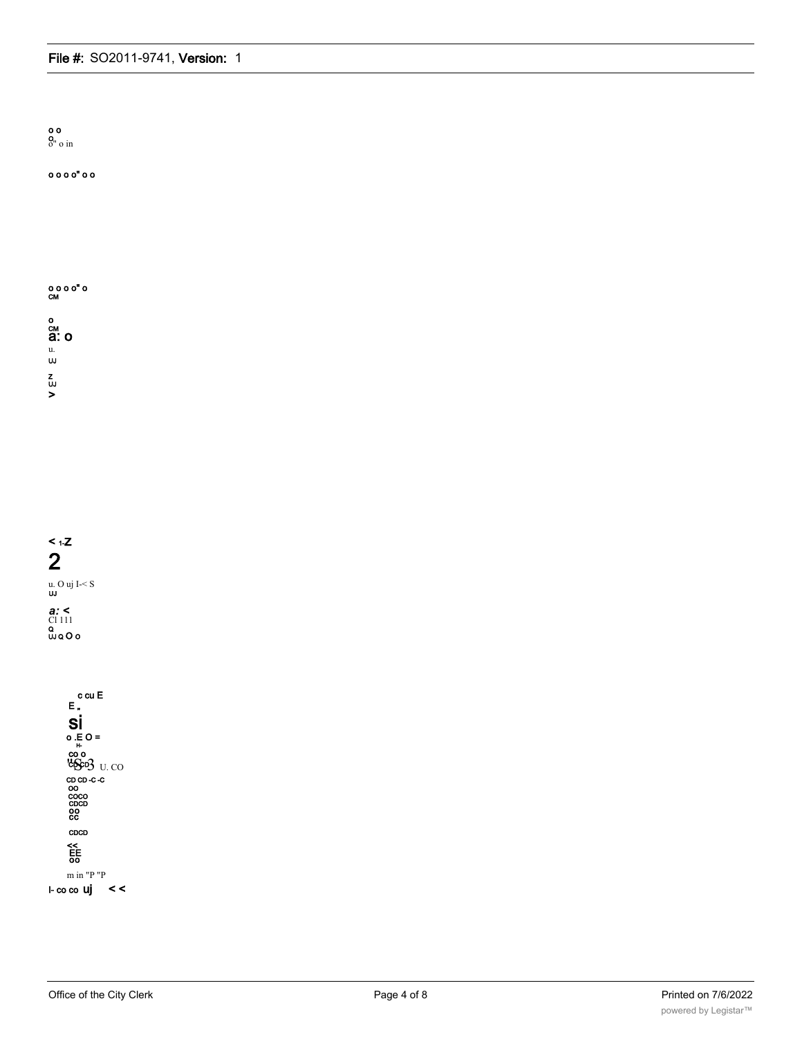o o
o.
o" o in

o o o o" o o

o o o o" o
CM

o
CM
a: o
u.
UJ

z
UJ
>

< 1-Z
2
u. O uj I-< S
UJ

a: <
Cl 111
Q
UJ Q O o

c cu E
E .
si
o .E O =
H-
CO O
"S3 U. CO
CD CD -C -C
OO
COCO
CDCD
OO
CC

CDCD

<<
EE
OO

m in "P "P
I- co co uj < <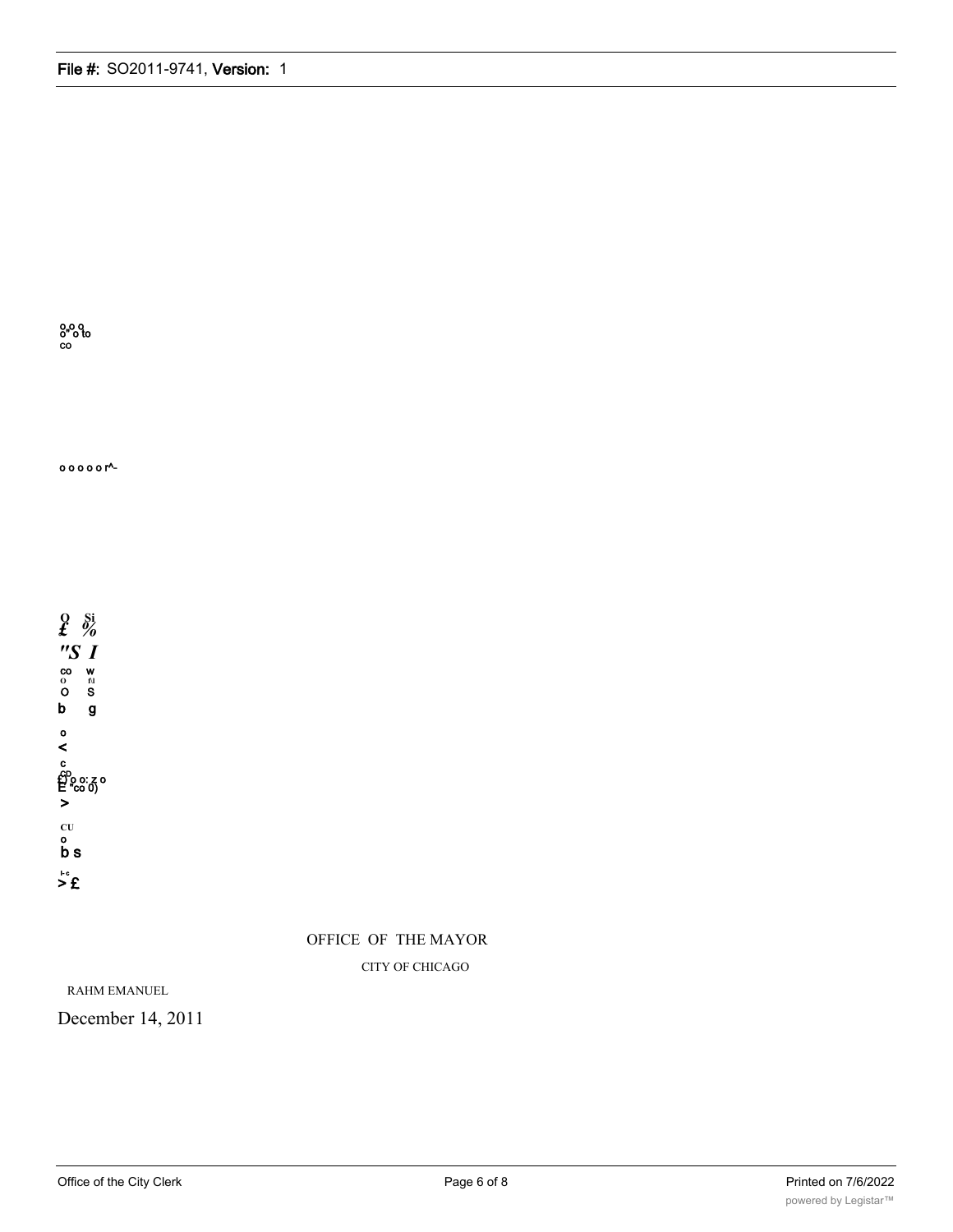OFFICE OF THE MAYOR

CITY OF CHICAGO

RAHM EMANUEL

December 14, 2011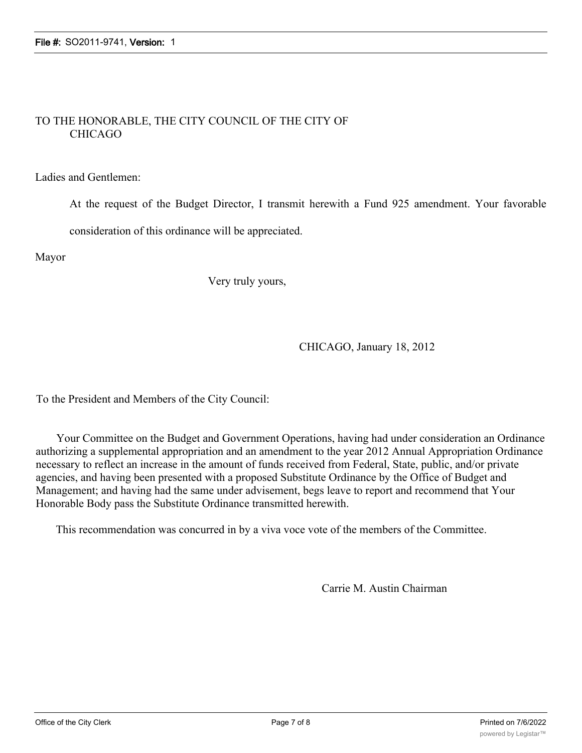TO THE HONORABLE, THE CITY COUNCIL OF THE CITY OF CHICAGO

Ladies and Gentlemen:

At the request of the Budget Director, I transmit herewith a Fund 925 amendment. Your favorable consideration of this ordinance will be appreciated.

Mayor

Very truly yours,

CHICAGO, January 18, 2012

To the President and Members of the City Council:

Your Committee on the Budget and Government Operations, having had under consideration an Ordinance authorizing a supplemental appropriation and an amendment to the year 2012 Annual Appropriation Ordinance necessary to reflect an increase in the amount of funds received from Federal, State, public, and/or private agencies, and having been presented with a proposed Substitute Ordinance by the Office of Budget and Management; and having had the same under advisement, begs leave to report and recommend that Your Honorable Body pass the Substitute Ordinance transmitted herewith.

This recommendation was concurred in by a viva voce vote of the members of the Committee.

Carrie M. Austin Chairman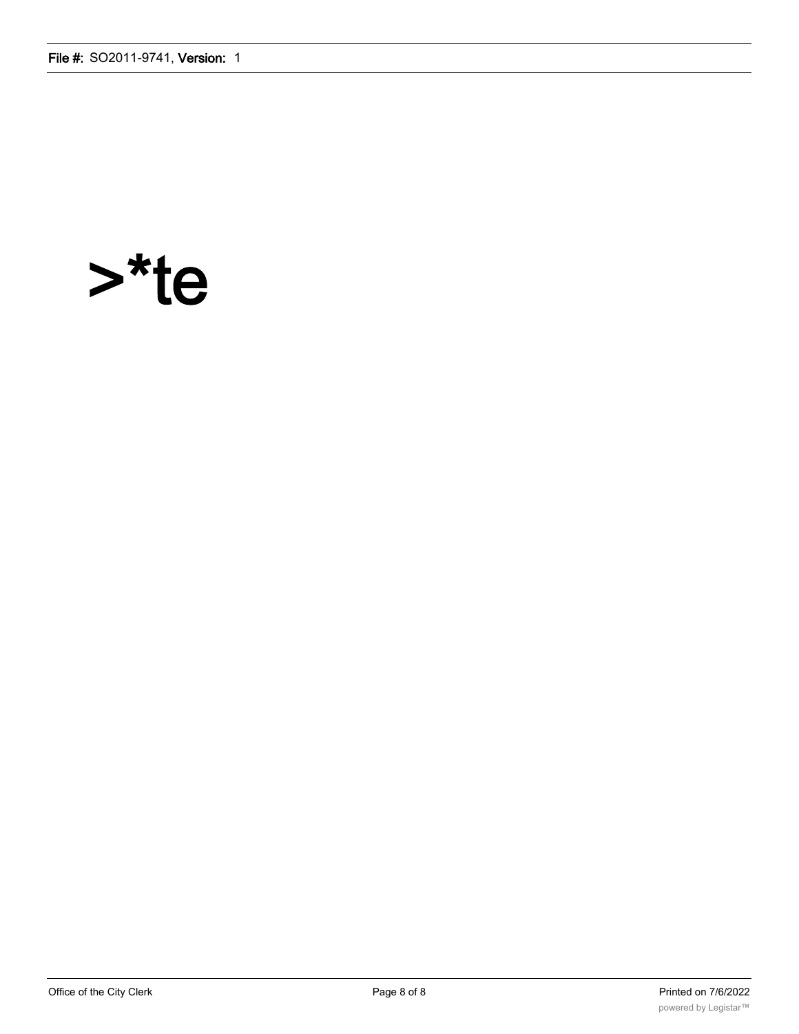>*te